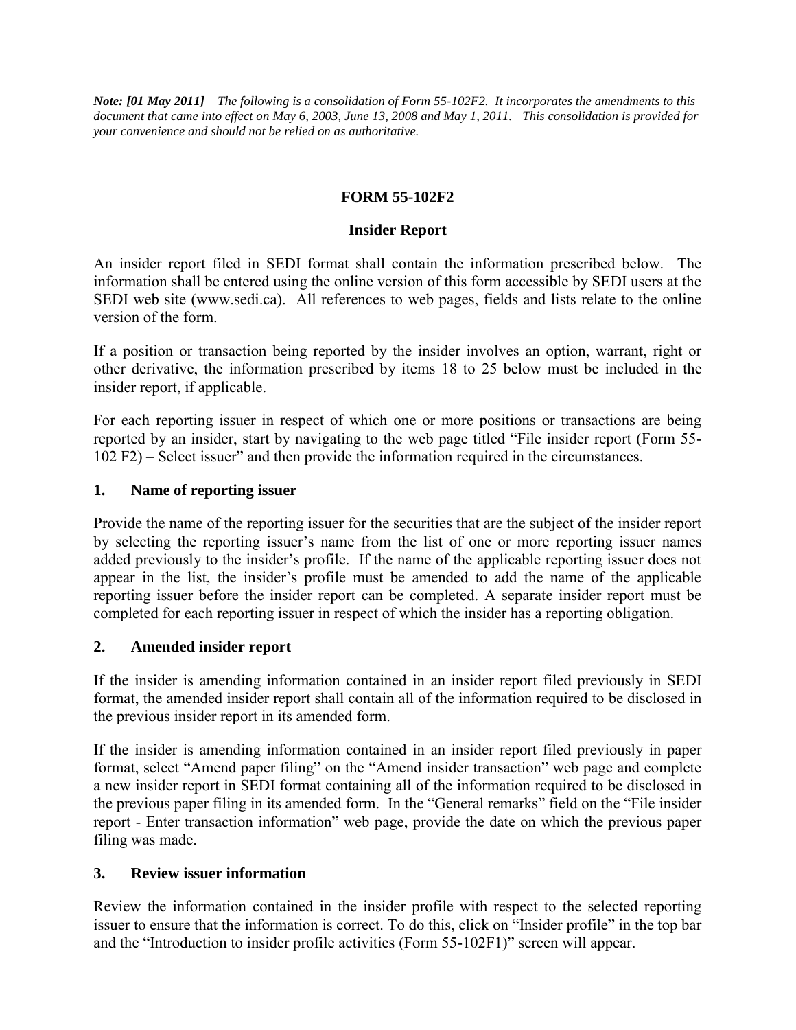***Note: [01 May 2011]*** *– The following is a consolidation of Form 55-102F2. It incorporates the amendments to this document that came into effect on May 6, 2003, June 13, 2008 and May 1, 2011. This consolidation is provided for your convenience and should not be relied on as authoritative.*

# FORM 55-102F2

## Insider Report

An insider report filed in SEDI format shall contain the information prescribed below. The information shall be entered using the online version of this form accessible by SEDI users at the SEDI web site (www.sedi.ca). All references to web pages, fields and lists relate to the online version of the form.

If a position or transaction being reported by the insider involves an option, warrant, right or other derivative, the information prescribed by items 18 to 25 below must be included in the insider report, if applicable.

For each reporting issuer in respect of which one or more positions or transactions are being reported by an insider, start by navigating to the web page titled "File insider report (Form 55-102 F2) – Select issuer" and then provide the information required in the circumstances.

### 1. Name of reporting issuer

Provide the name of the reporting issuer for the securities that are the subject of the insider report by selecting the reporting issuer's name from the list of one or more reporting issuer names added previously to the insider's profile. If the name of the applicable reporting issuer does not appear in the list, the insider's profile must be amended to add the name of the applicable reporting issuer before the insider report can be completed. A separate insider report must be completed for each reporting issuer in respect of which the insider has a reporting obligation.

### 2. Amended insider report

If the insider is amending information contained in an insider report filed previously in SEDI format, the amended insider report shall contain all of the information required to be disclosed in the previous insider report in its amended form.

If the insider is amending information contained in an insider report filed previously in paper format, select "Amend paper filing" on the "Amend insider transaction" web page and complete a new insider report in SEDI format containing all of the information required to be disclosed in the previous paper filing in its amended form. In the "General remarks" field on the "File insider report - Enter transaction information" web page, provide the date on which the previous paper filing was made.

### 3. Review issuer information

Review the information contained in the insider profile with respect to the selected reporting issuer to ensure that the information is correct. To do this, click on "Insider profile" in the top bar and the "Introduction to insider profile activities (Form 55-102F1)" screen will appear.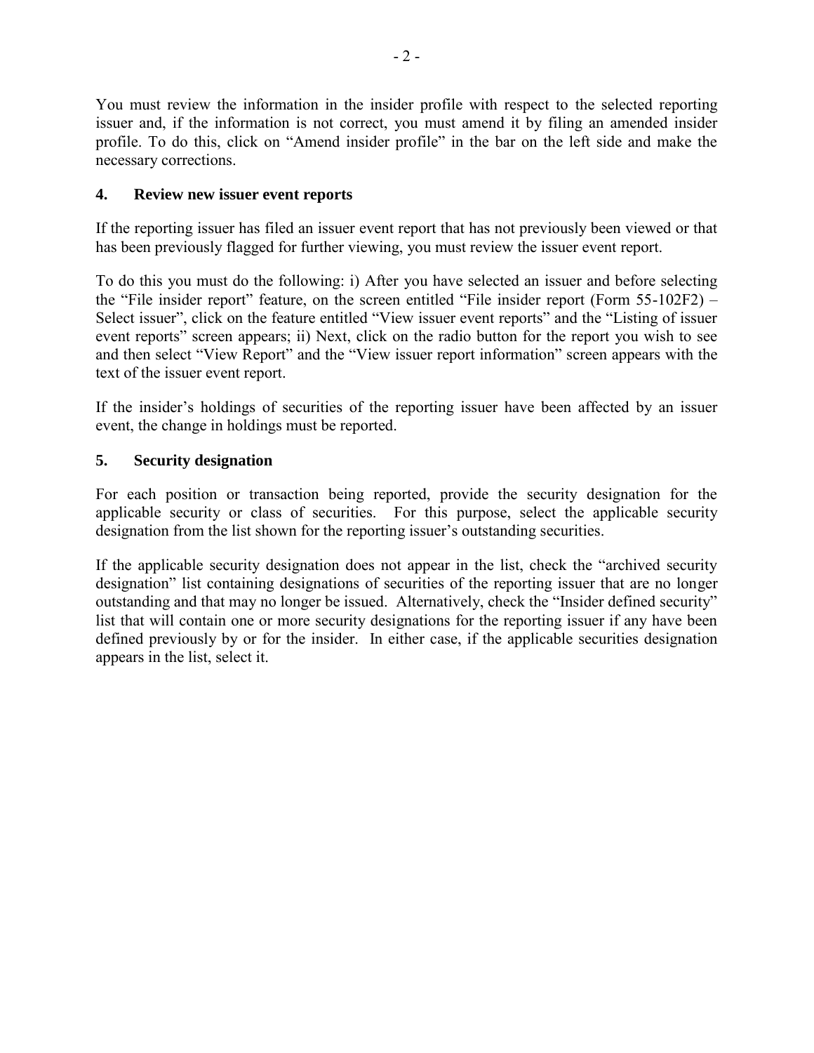You must review the information in the insider profile with respect to the selected reporting issuer and, if the information is not correct, you must amend it by filing an amended insider profile. To do this, click on "Amend insider profile" in the bar on the left side and make the necessary corrections.

### 4. Review new issuer event reports

If the reporting issuer has filed an issuer event report that has not previously been viewed or that has been previously flagged for further viewing, you must review the issuer event report.

To do this you must do the following: i) After you have selected an issuer and before selecting the "File insider report" feature, on the screen entitled "File insider report (Form 55-102F2) – Select issuer", click on the feature entitled "View issuer event reports" and the "Listing of issuer event reports" screen appears; ii) Next, click on the radio button for the report you wish to see and then select "View Report" and the "View issuer report information" screen appears with the text of the issuer event report.

If the insider's holdings of securities of the reporting issuer have been affected by an issuer event, the change in holdings must be reported.

### 5. Security designation

For each position or transaction being reported, provide the security designation for the applicable security or class of securities. For this purpose, select the applicable security designation from the list shown for the reporting issuer's outstanding securities.

If the applicable security designation does not appear in the list, check the "archived security designation" list containing designations of securities of the reporting issuer that are no longer outstanding and that may no longer be issued. Alternatively, check the "Insider defined security" list that will contain one or more security designations for the reporting issuer if any have been defined previously by or for the insider. In either case, if the applicable securities designation appears in the list, select it.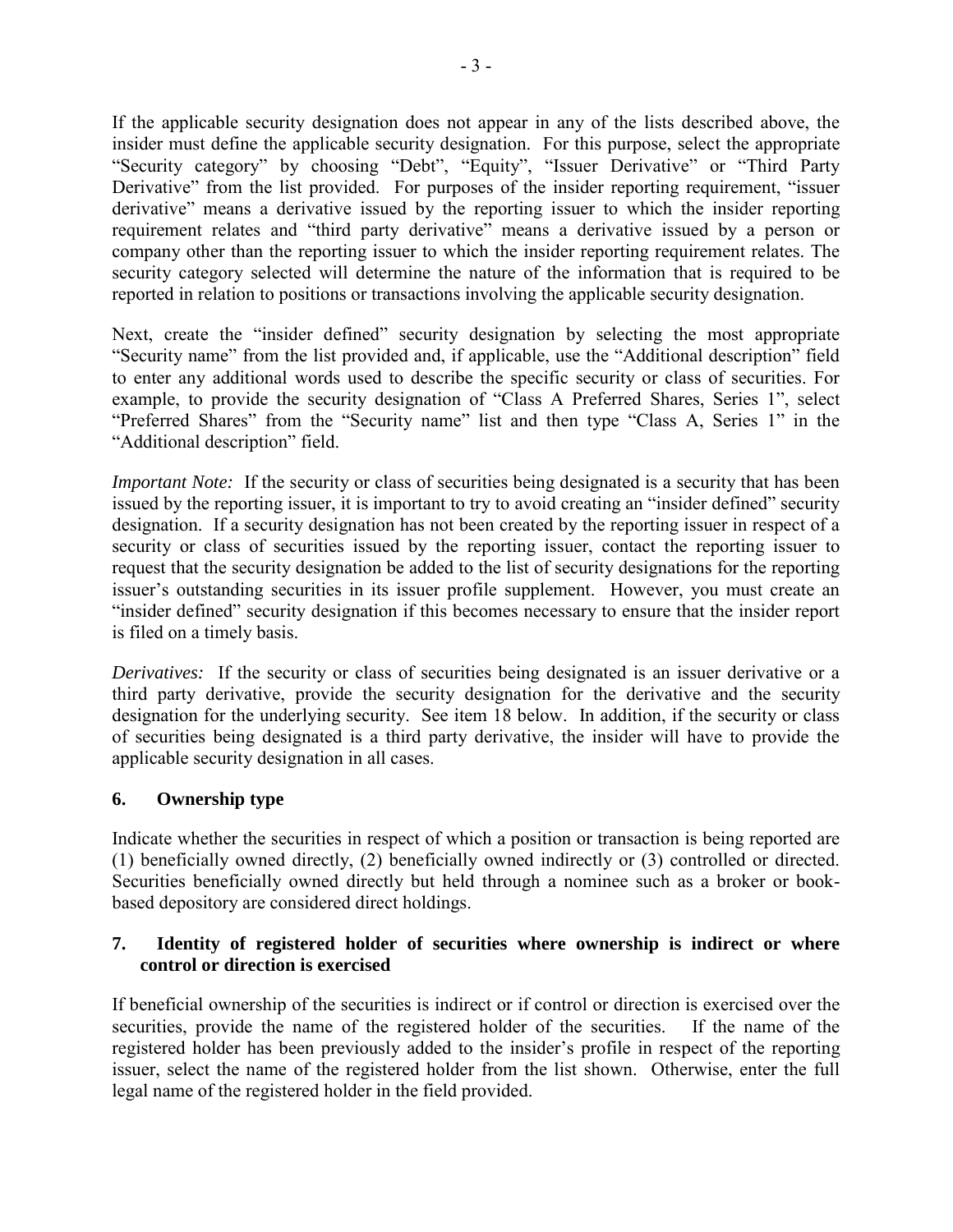If the applicable security designation does not appear in any of the lists described above, the insider must define the applicable security designation. For this purpose, select the appropriate "Security category" by choosing "Debt", "Equity", "Issuer Derivative" or "Third Party Derivative" from the list provided. For purposes of the insider reporting requirement, "issuer derivative" means a derivative issued by the reporting issuer to which the insider reporting requirement relates and "third party derivative" means a derivative issued by a person or company other than the reporting issuer to which the insider reporting requirement relates. The security category selected will determine the nature of the information that is required to be reported in relation to positions or transactions involving the applicable security designation.

Next, create the "insider defined" security designation by selecting the most appropriate "Security name" from the list provided and, if applicable, use the "Additional description" field to enter any additional words used to describe the specific security or class of securities. For example, to provide the security designation of "Class A Preferred Shares, Series 1", select "Preferred Shares" from the "Security name" list and then type "Class A, Series 1" in the "Additional description" field.

*Important Note:* If the security or class of securities being designated is a security that has been issued by the reporting issuer, it is important to try to avoid creating an "insider defined" security designation. If a security designation has not been created by the reporting issuer in respect of a security or class of securities issued by the reporting issuer, contact the reporting issuer to request that the security designation be added to the list of security designations for the reporting issuer's outstanding securities in its issuer profile supplement. However, you must create an "insider defined" security designation if this becomes necessary to ensure that the insider report is filed on a timely basis.

*Derivatives:* If the security or class of securities being designated is an issuer derivative or a third party derivative, provide the security designation for the derivative and the security designation for the underlying security. See item 18 below. In addition, if the security or class of securities being designated is a third party derivative, the insider will have to provide the applicable security designation in all cases.

## 6. Ownership type

Indicate whether the securities in respect of which a position or transaction is being reported are (1) beneficially owned directly, (2) beneficially owned indirectly or (3) controlled or directed. Securities beneficially owned directly but held through a nominee such as a broker or book-based depository are considered direct holdings.

## 7. Identity of registered holder of securities where ownership is indirect or where control or direction is exercised

If beneficial ownership of the securities is indirect or if control or direction is exercised over the securities, provide the name of the registered holder of the securities. If the name of the registered holder has been previously added to the insider's profile in respect of the reporting issuer, select the name of the registered holder from the list shown. Otherwise, enter the full legal name of the registered holder in the field provided.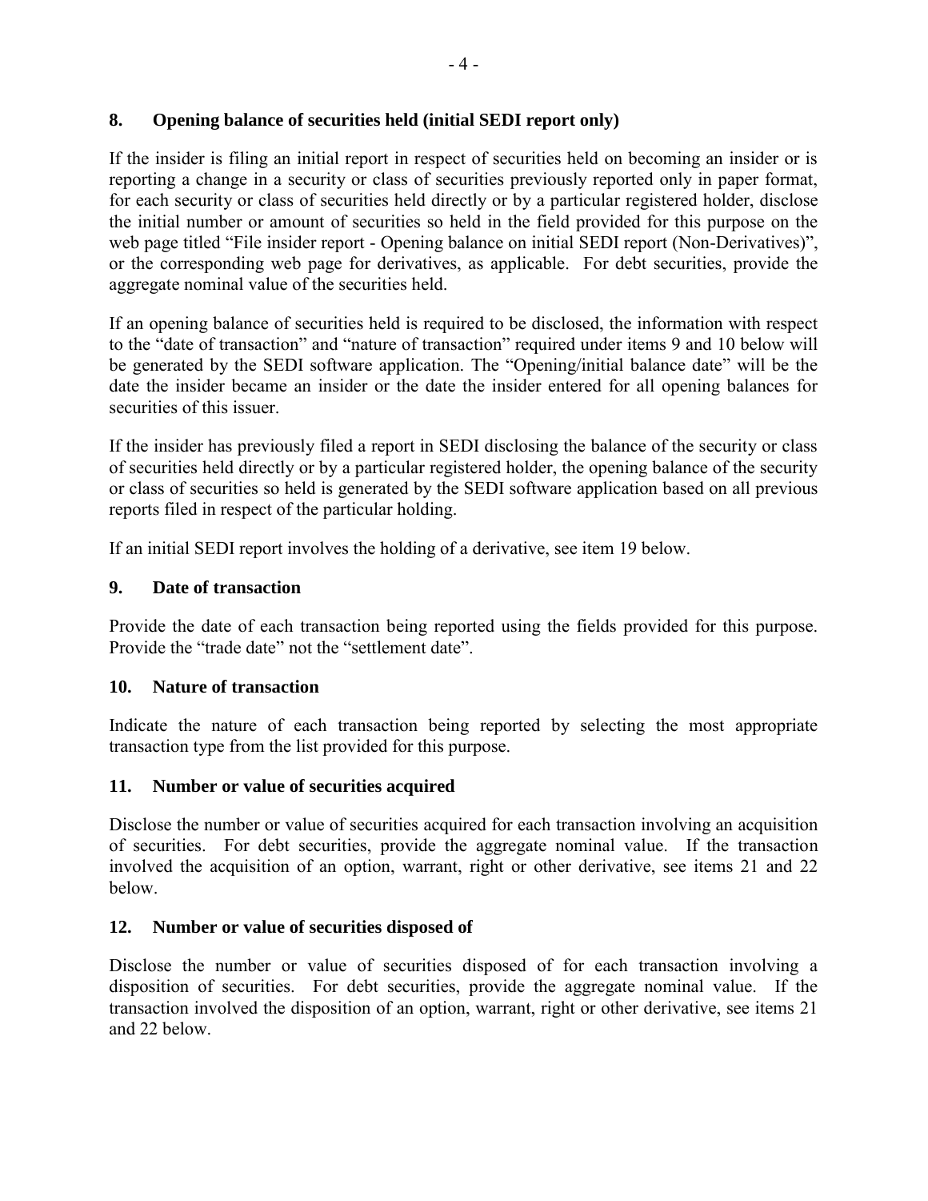## 8. Opening balance of securities held (initial SEDI report only)

If the insider is filing an initial report in respect of securities held on becoming an insider or is reporting a change in a security or class of securities previously reported only in paper format, for each security or class of securities held directly or by a particular registered holder, disclose the initial number or amount of securities so held in the field provided for this purpose on the web page titled "File insider report - Opening balance on initial SEDI report (Non-Derivatives)", or the corresponding web page for derivatives, as applicable. For debt securities, provide the aggregate nominal value of the securities held.

If an opening balance of securities held is required to be disclosed, the information with respect to the "date of transaction" and "nature of transaction" required under items 9 and 10 below will be generated by the SEDI software application. The "Opening/initial balance date" will be the date the insider became an insider or the date the insider entered for all opening balances for securities of this issuer.

If the insider has previously filed a report in SEDI disclosing the balance of the security or class of securities held directly or by a particular registered holder, the opening balance of the security or class of securities so held is generated by the SEDI software application based on all previous reports filed in respect of the particular holding.

If an initial SEDI report involves the holding of a derivative, see item 19 below.

## 9. Date of transaction

Provide the date of each transaction being reported using the fields provided for this purpose. Provide the "trade date" not the "settlement date".

## 10. Nature of transaction

Indicate the nature of each transaction being reported by selecting the most appropriate transaction type from the list provided for this purpose.

## 11. Number or value of securities acquired

Disclose the number or value of securities acquired for each transaction involving an acquisition of securities. For debt securities, provide the aggregate nominal value. If the transaction involved the acquisition of an option, warrant, right or other derivative, see items 21 and 22 below.

## 12. Number or value of securities disposed of

Disclose the number or value of securities disposed of for each transaction involving a disposition of securities. For debt securities, provide the aggregate nominal value. If the transaction involved the disposition of an option, warrant, right or other derivative, see items 21 and 22 below.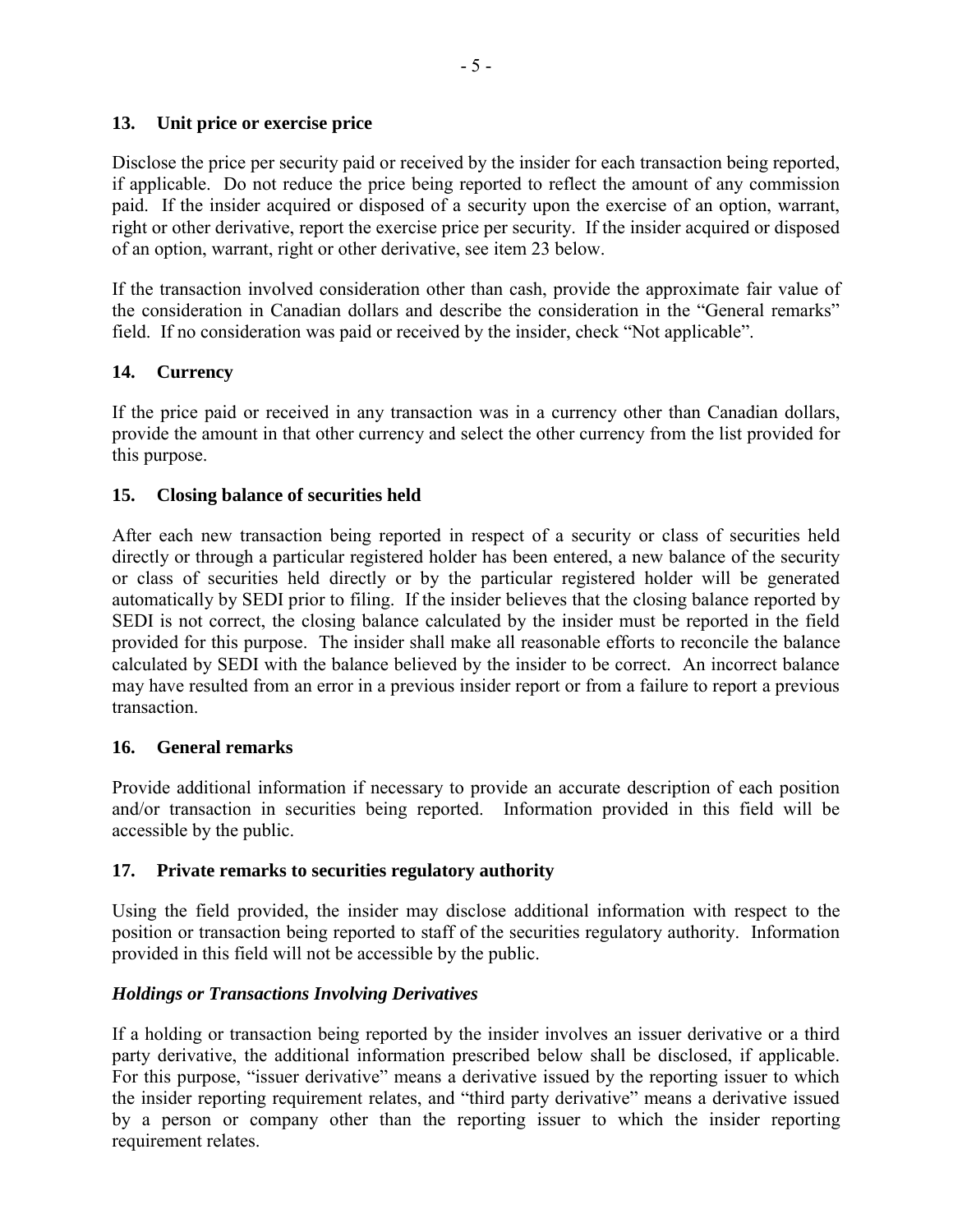### 13. Unit price or exercise price

Disclose the price per security paid or received by the insider for each transaction being reported, if applicable. Do not reduce the price being reported to reflect the amount of any commission paid. If the insider acquired or disposed of a security upon the exercise of an option, warrant, right or other derivative, report the exercise price per security. If the insider acquired or disposed of an option, warrant, right or other derivative, see item 23 below.

If the transaction involved consideration other than cash, provide the approximate fair value of the consideration in Canadian dollars and describe the consideration in the "General remarks" field. If no consideration was paid or received by the insider, check "Not applicable".

### 14. Currency

If the price paid or received in any transaction was in a currency other than Canadian dollars, provide the amount in that other currency and select the other currency from the list provided for this purpose.

### 15. Closing balance of securities held

After each new transaction being reported in respect of a security or class of securities held directly or through a particular registered holder has been entered, a new balance of the security or class of securities held directly or by the particular registered holder will be generated automatically by SEDI prior to filing. If the insider believes that the closing balance reported by SEDI is not correct, the closing balance calculated by the insider must be reported in the field provided for this purpose. The insider shall make all reasonable efforts to reconcile the balance calculated by SEDI with the balance believed by the insider to be correct. An incorrect balance may have resulted from an error in a previous insider report or from a failure to report a previous transaction.

### 16. General remarks

Provide additional information if necessary to provide an accurate description of each position and/or transaction in securities being reported. Information provided in this field will be accessible by the public.

### 17. Private remarks to securities regulatory authority

Using the field provided, the insider may disclose additional information with respect to the position or transaction being reported to staff of the securities regulatory authority. Information provided in this field will not be accessible by the public.

### *Holdings or Transactions Involving Derivatives*

If a holding or transaction being reported by the insider involves an issuer derivative or a third party derivative, the additional information prescribed below shall be disclosed, if applicable. For this purpose, "issuer derivative" means a derivative issued by the reporting issuer to which the insider reporting requirement relates, and "third party derivative" means a derivative issued by a person or company other than the reporting issuer to which the insider reporting requirement relates.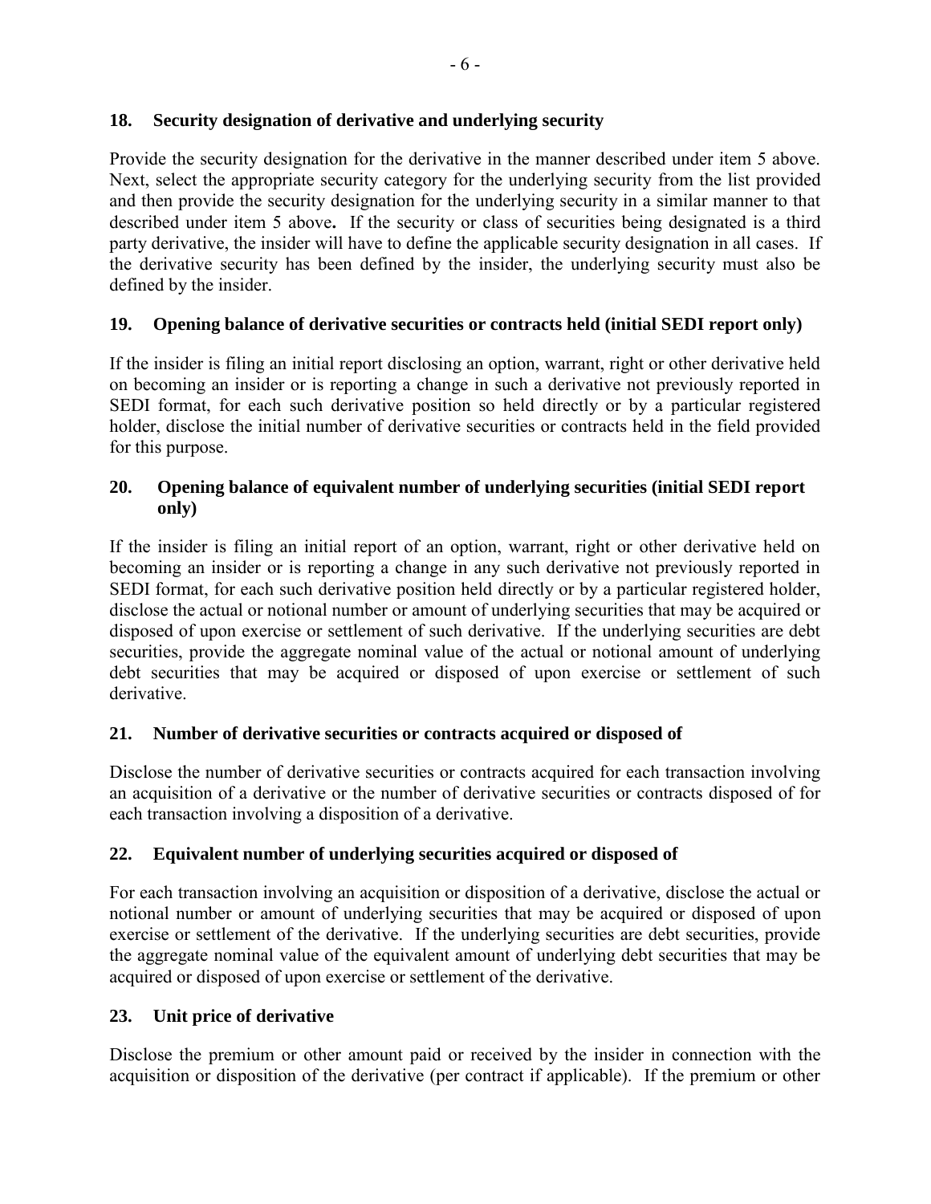### 18. Security designation of derivative and underlying security

Provide the security designation for the derivative in the manner described under item 5 above. Next, select the appropriate security category for the underlying security from the list provided and then provide the security designation for the underlying security in a similar manner to that described under item 5 above**.** If the security or class of securities being designated is a third party derivative, the insider will have to define the applicable security designation in all cases. If the derivative security has been defined by the insider, the underlying security must also be defined by the insider.

### 19. Opening balance of derivative securities or contracts held (initial SEDI report only)

If the insider is filing an initial report disclosing an option, warrant, right or other derivative held on becoming an insider or is reporting a change in such a derivative not previously reported in SEDI format, for each such derivative position so held directly or by a particular registered holder, disclose the initial number of derivative securities or contracts held in the field provided for this purpose.

### 20. Opening balance of equivalent number of underlying securities (initial SEDI report only)

If the insider is filing an initial report of an option, warrant, right or other derivative held on becoming an insider or is reporting a change in any such derivative not previously reported in SEDI format, for each such derivative position held directly or by a particular registered holder, disclose the actual or notional number or amount of underlying securities that may be acquired or disposed of upon exercise or settlement of such derivative. If the underlying securities are debt securities, provide the aggregate nominal value of the actual or notional amount of underlying debt securities that may be acquired or disposed of upon exercise or settlement of such derivative.

### 21. Number of derivative securities or contracts acquired or disposed of

Disclose the number of derivative securities or contracts acquired for each transaction involving an acquisition of a derivative or the number of derivative securities or contracts disposed of for each transaction involving a disposition of a derivative.

### 22. Equivalent number of underlying securities acquired or disposed of

For each transaction involving an acquisition or disposition of a derivative, disclose the actual or notional number or amount of underlying securities that may be acquired or disposed of upon exercise or settlement of the derivative. If the underlying securities are debt securities, provide the aggregate nominal value of the equivalent amount of underlying debt securities that may be acquired or disposed of upon exercise or settlement of the derivative.

### 23. Unit price of derivative

Disclose the premium or other amount paid or received by the insider in connection with the acquisition or disposition of the derivative (per contract if applicable). If the premium or other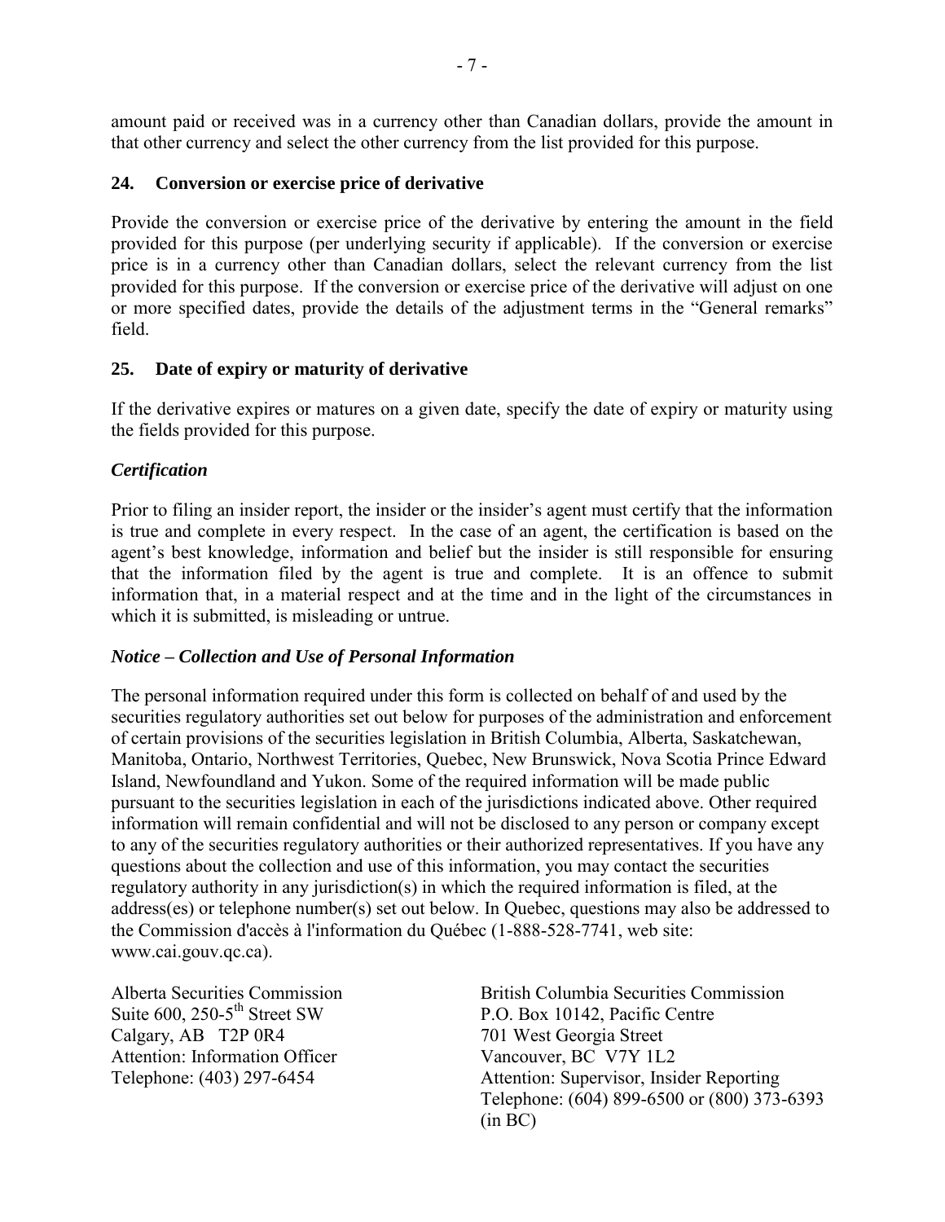amount paid or received was in a currency other than Canadian dollars, provide the amount in that other currency and select the other currency from the list provided for this purpose.

## 24. Conversion or exercise price of derivative

Provide the conversion or exercise price of the derivative by entering the amount in the field provided for this purpose (per underlying security if applicable). If the conversion or exercise price is in a currency other than Canadian dollars, select the relevant currency from the list provided for this purpose. If the conversion or exercise price of the derivative will adjust on one or more specified dates, provide the details of the adjustment terms in the "General remarks" field.

## 25. Date of expiry or maturity of derivative

If the derivative expires or matures on a given date, specify the date of expiry or maturity using the fields provided for this purpose.

### *Certification*

Prior to filing an insider report, the insider or the insider's agent must certify that the information is true and complete in every respect. In the case of an agent, the certification is based on the agent's best knowledge, information and belief but the insider is still responsible for ensuring that the information filed by the agent is true and complete. It is an offence to submit information that, in a material respect and at the time and in the light of the circumstances in which it is submitted, is misleading or untrue.

### *Notice – Collection and Use of Personal Information*

The personal information required under this form is collected on behalf of and used by the securities regulatory authorities set out below for purposes of the administration and enforcement of certain provisions of the securities legislation in British Columbia, Alberta, Saskatchewan, Manitoba, Ontario, Northwest Territories, Quebec, New Brunswick, Nova Scotia Prince Edward Island, Newfoundland and Yukon. Some of the required information will be made public pursuant to the securities legislation in each of the jurisdictions indicated above. Other required information will remain confidential and will not be disclosed to any person or company except to any of the securities regulatory authorities or their authorized representatives. If you have any questions about the collection and use of this information, you may contact the securities regulatory authority in any jurisdiction(s) in which the required information is filed, at the address(es) or telephone number(s) set out below. In Quebec, questions may also be addressed to the Commission d'accès à l'information du Québec (1-888-528-7741, web site: www.cai.gouv.qc.ca).

Alberta Securities Commission
Suite 600, 250-5th Street SW
Calgary, AB T2P 0R4
Attention: Information Officer
Telephone: (403) 297-6454

British Columbia Securities Commission
P.O. Box 10142, Pacific Centre
701 West Georgia Street
Vancouver, BC V7Y 1L2
Attention: Supervisor, Insider Reporting
Telephone: (604) 899-6500 or (800) 373-6393 (in BC)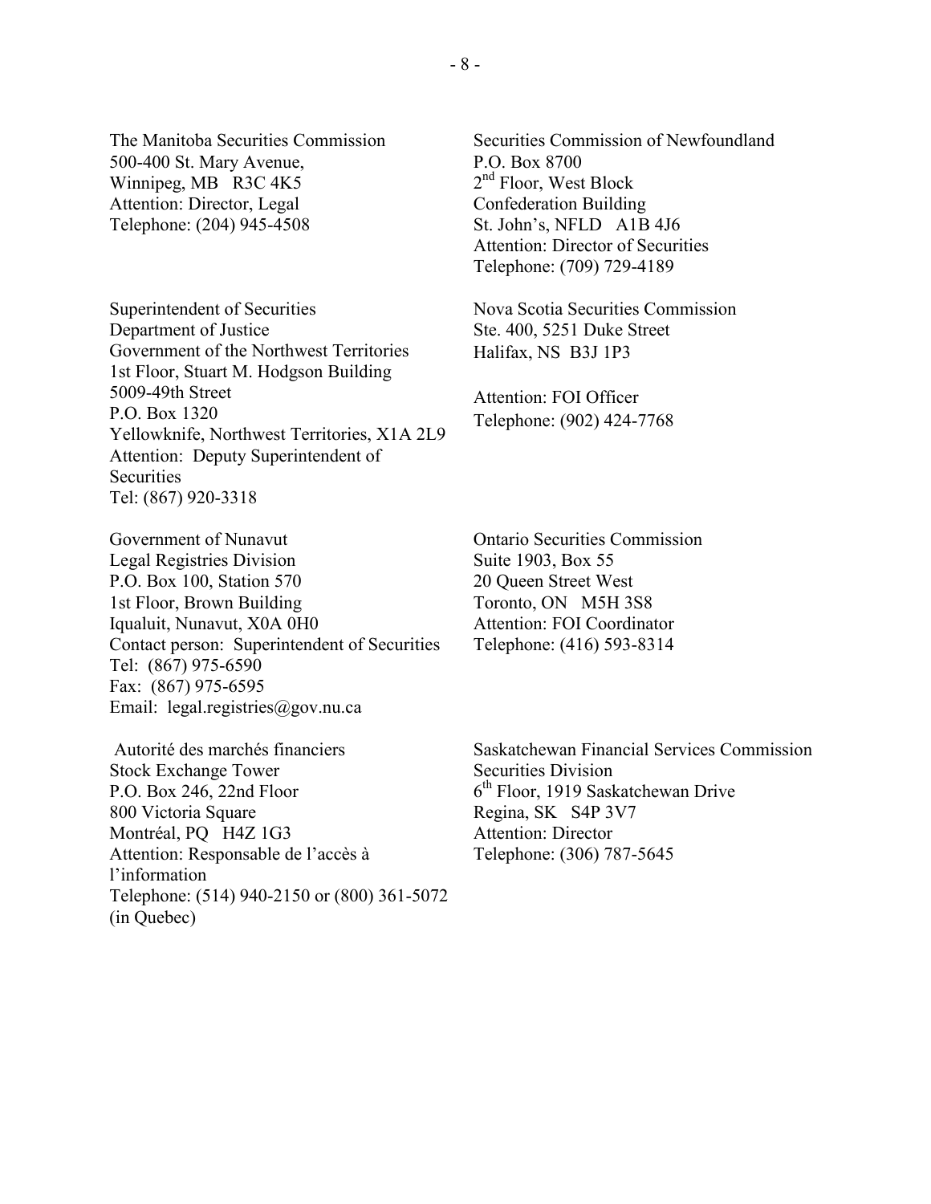The Manitoba Securities Commission
500-400 St. Mary Avenue,
Winnipeg, MB R3C 4K5
Attention: Director, Legal
Telephone: (204) 945-4508

Securities Commission of Newfoundland
P.O. Box 8700
2nd Floor, West Block
Confederation Building
St. John's, NFLD A1B 4J6
Attention: Director of Securities
Telephone: (709) 729-4189

Superintendent of Securities
Department of Justice
Government of the Northwest Territories
1st Floor, Stuart M. Hodgson Building
5009-49th Street
P.O. Box 1320
Yellowknife, Northwest Territories, X1A 2L9
Attention: Deputy Superintendent of Securities
Tel: (867) 920-3318

Nova Scotia Securities Commission
Ste. 400, 5251 Duke Street
Halifax, NS B3J 1P3

Attention: FOI Officer
Telephone: (902) 424-7768

Government of Nunavut
Legal Registries Division
P.O. Box 100, Station 570
1st Floor, Brown Building
Iqualuit, Nunavut, X0A 0H0
Contact person: Superintendent of Securities
Tel: (867) 975-6590
Fax: (867) 975-6595
Email: legal.registries@gov.nu.ca

Ontario Securities Commission
Suite 1903, Box 55
20 Queen Street West
Toronto, ON M5H 3S8
Attention: FOI Coordinator
Telephone: (416) 593-8314

Autorité des marchés financiers
Stock Exchange Tower
P.O. Box 246, 22nd Floor
800 Victoria Square
Montréal, PQ H4Z 1G3
Attention: Responsable de l'accès à l'information
Telephone: (514) 940-2150 or (800) 361-5072 (in Quebec)

Saskatchewan Financial Services Commission
Securities Division
6th Floor, 1919 Saskatchewan Drive
Regina, SK S4P 3V7
Attention: Director
Telephone: (306) 787-5645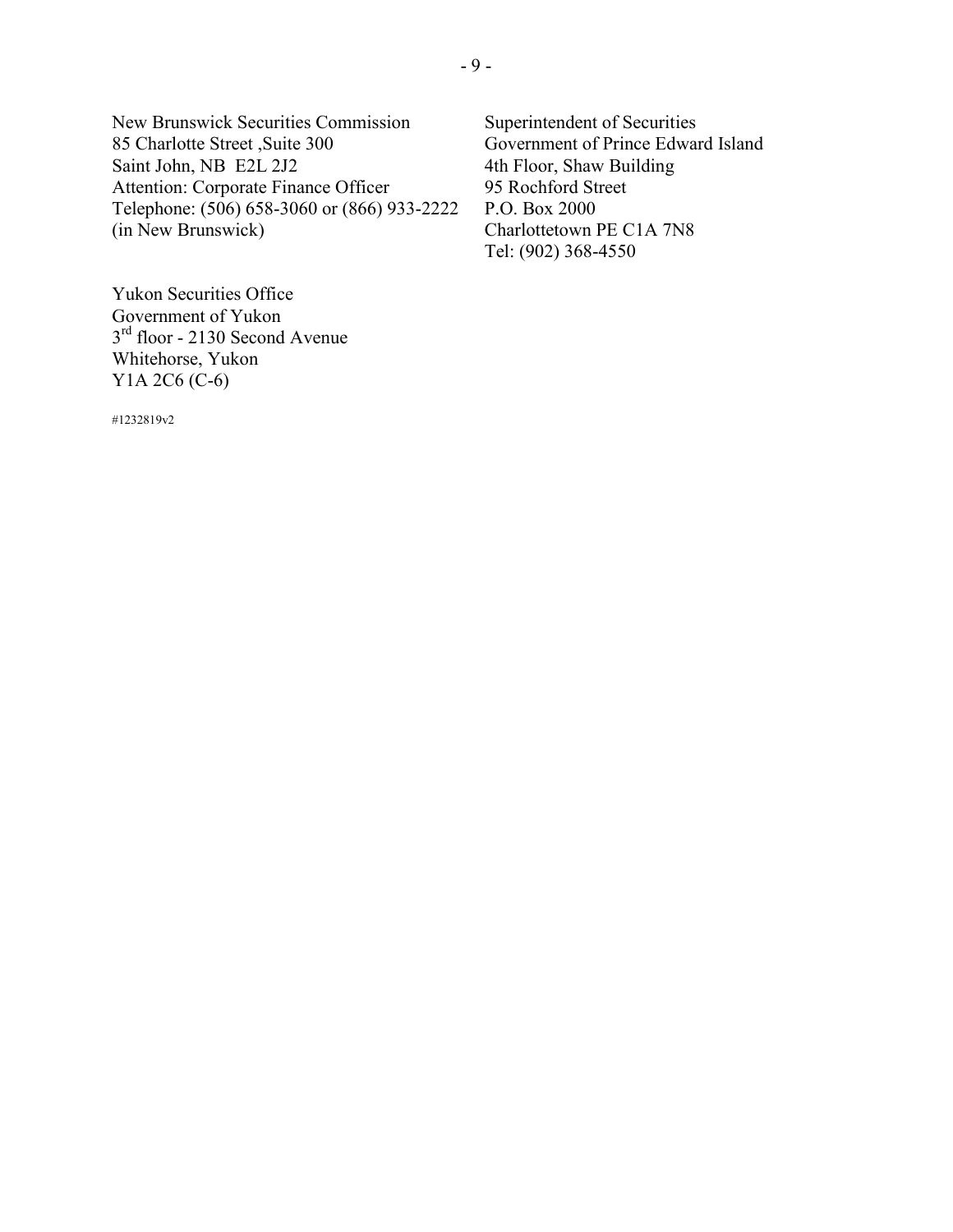New Brunswick Securities Commission
85 Charlotte Street ,Suite 300
Saint John, NB E2L 2J2
Attention: Corporate Finance Officer
Telephone: (506) 658-3060 or (866) 933-2222 (in New Brunswick)

Superintendent of Securities
Government of Prince Edward Island
4th Floor, Shaw Building
95 Rochford Street
P.O. Box 2000
Charlottetown PE C1A 7N8
Tel: (902) 368-4550

Yukon Securities Office
Government of Yukon
3rd floor - 2130 Second Avenue
Whitehorse, Yukon
Y1A 2C6 (C-6)

#1232819v2